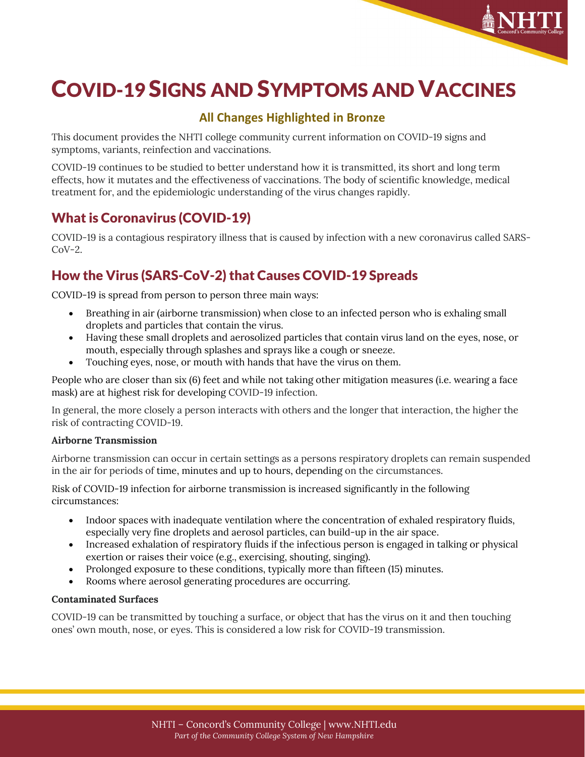# COVID-19 SIGNS AND SYMPTOMS AND VACCINES

**All Changes Highlighted in Bronze**

This document provides the NHTI college community current information on COVID-19 signs and symptoms, variants, reinfection and vaccinations.

COVID-19 continues to be studied to better understand how it is transmitted, its short and long term effects, how it mutates and the effectiveness of vaccinations. The body of scientific knowledge, medical treatment for, and the epidemiologic understanding of the virus changes rapidly.

## What is Coronavirus (COVID-19)

COVID-19 is a contagious respiratory illness that is caused by infection with a new coronavirus called SARS-CoV-2.

## How the Virus (SARS-CoV-2) that Causes COVID-19 Spreads

COVID-19 is spread from person to person three main ways:

- Breathing in air (airborne transmission) when close to an infected person who is exhaling small droplets and particles that contain the virus.
- Having these small droplets and aerosolized particles that contain virus land on the eyes, nose, or mouth, especially through splashes and sprays like a cough or sneeze.
- Touching eyes, nose, or mouth with hands that have the virus on them.

People who are closer than six (6) feet and while not taking other mitigation measures (i.e. wearing a face mask) are at highest risk for developing COVID-19 infection.

In general, the more closely a person interacts with others and the longer that interaction, the higher the risk of contracting COVID-19.

**Airborne Transmission**

Airborne transmission can occur in certain settings as a persons respiratory droplets can remain suspended in the air for periods of time, minutes and up to hours, depending on the circumstances.

Risk of COVID-19 infection for airborne transmission is increased significantly in the following circumstances:

- Indoor spaces with inadequate ventilation where the concentration of exhaled respiratory fluids, especially very fine droplets and aerosol particles, can build-up in the air space.
- Increased exhalation of respiratory fluids if the infectious person is engaged in talking or physical exertion or raises their voice (e.g., exercising, shouting, singing).
- Prolonged exposure to these conditions, typically more than fifteen (15) minutes.
- Rooms where aerosol generating procedures are occurring.

**Contaminated Surfaces**

COVID-19 can be transmitted by touching a surface, or object that has the virus on it and then touching ones' own mouth, nose, or eyes. This is considered a low risk for COVID-19 transmission.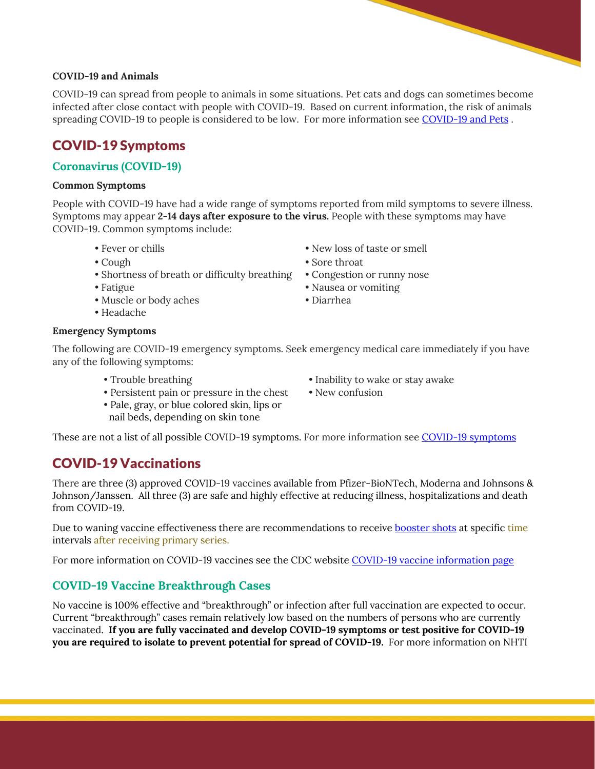**COVID-19 and Animals**

COVID-19 can spread from people to animals in some situations. Pet cats and dogs can sometimes become infected after close contact with people with COVID-19. Based on current information, the risk of animals spreading COVID-19 to people is considered to be low. For more information see [COVID-19 and Pets](#) .

## COVID-19 Symptoms

### Coronavirus (COVID-19)

**Common Symptoms**

People with COVID-19 have had a wide range of symptoms reported from mild symptoms to severe illness. Symptoms may appear **2-14 days after exposure to the virus.** People with these symptoms may have COVID-19. Common symptoms include:

- Fever or chills
- Cough
- Shortness of breath or difficulty breathing
- Fatigue
- Muscle or body aches
- Headache
- New loss of taste or smell
- Sore throat
- Congestion or runny nose
- Nausea or vomiting
- Diarrhea

**Emergency Symptoms**

The following are COVID-19 emergency symptoms. Seek emergency medical care immediately if you have any of the following symptoms:

- Trouble breathing
- Persistent pain or pressure in the chest
- Pale, gray, or blue colored skin, lips or nail beds, depending on skin tone
- Inability to wake or stay awake
- New confusion

These are not a list of all possible COVID-19 symptoms. For more information see [COVID-19 symptoms](#)

## COVID-19 Vaccinations

There are three (3) approved COVID-19 vaccines available from Pfizer-BioNTech, Moderna and Johnsons & Johnson/Janssen. All three (3) are safe and highly effective at reducing illness, hospitalizations and death from COVID-19.

Due to waning vaccine effectiveness there are recommendations to receive [booster shots](#) at specific time intervals after receiving primary series.

For more information on COVID-19 vaccines see the CDC website [COVID-19 vaccine information page](#)

### COVID-19 Vaccine Breakthrough Cases

No vaccine is 100% effective and "breakthrough" or infection after full vaccination are expected to occur. Current "breakthrough" cases remain relatively low based on the numbers of persons who are currently vaccinated. **If you are fully vaccinated and develop COVID-19 symptoms or test positive for COVID-19 you are required to isolate to prevent potential for spread of COVID-19.** For more information on NHTI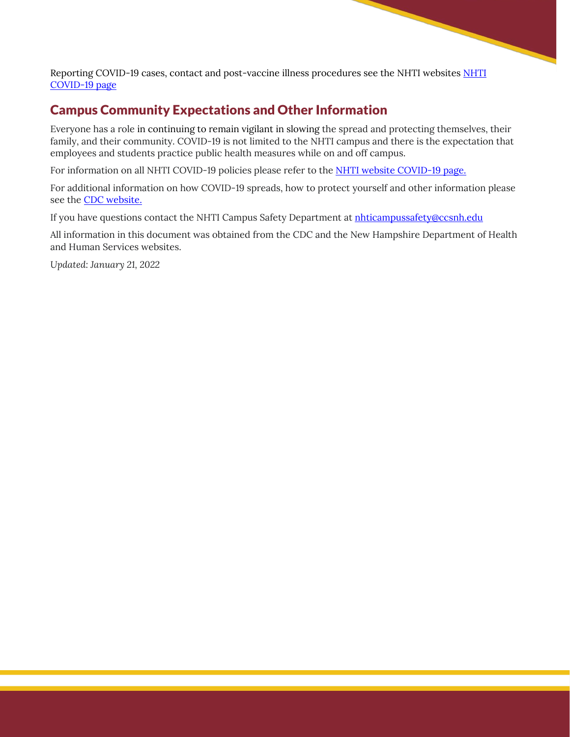Reporting COVID-19 cases, contact and post-vaccine illness procedures see the NHTI websites [NHTI COVID-19 page]

## Campus Community Expectations and Other Information

Everyone has a role in continuing to remain vigilant in slowing the spread and protecting themselves, their family, and their community. COVID-19 is not limited to the NHTI campus and there is the expectation that employees and students practice public health measures while on and off campus.

For information on all NHTI COVID-19 policies please refer to the [NHTI website COVID-19 page.]

For additional information on how COVID-19 spreads, how to protect yourself and other information please see the [CDC website.]

If you have questions contact the NHTI Campus Safety Department at nhticampussafety@ccsnh.edu

All information in this document was obtained from the CDC and the New Hampshire Department of Health and Human Services websites.

*Updated: January 21, 2022*